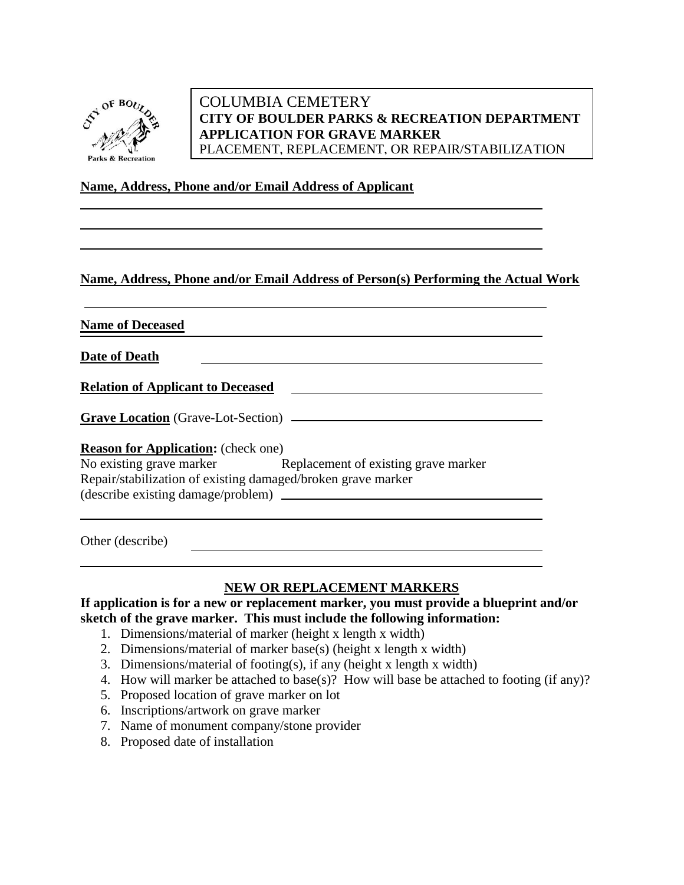# COLUMBIA CEMETERY
## CITY OF BOULDER PARKS & RECREATION DEPARTMENT
## APPLICATION FOR GRAVE MARKER
PLACEMENT, REPLACEMENT, OR REPAIR/STABILIZATION

**Name, Address, Phone and/or Email Address of Applicant**

______________________________________________

______________________________________________

______________________________________________

**Name, Address, Phone and/or Email Address of Person(s) Performing the Actual Work**

______________________________________________

**Name of Deceased** ______________________________________________

**Date of Death** ______________________________________________

**Relation of Applicant to Deceased** ______________________________________________

**Grave Location** (Grave-Lot-Section) ______________________________________________

**Reason for Application:** (check one)

No existing grave marker Replacement of existing grave marker

Repair/stabilization of existing damaged/broken grave marker

(describe existing damage/problem) ______________________________________________

______________________________________________

Other (describe) ______________________________________________

______________________________________________

### NEW OR REPLACEMENT MARKERS

**If application is for a new or replacement marker, you must provide a blueprint and/or sketch of the grave marker. This must include the following information:**

1. Dimensions/material of marker (height x length x width)
2. Dimensions/material of marker base(s) (height x length x width)
3. Dimensions/material of footing(s), if any (height x length x width)
4. How will marker be attached to base(s)? How will base be attached to footing (if any)?
5. Proposed location of grave marker on lot
6. Inscriptions/artwork on grave marker
7. Name of monument company/stone provider
8. Proposed date of installation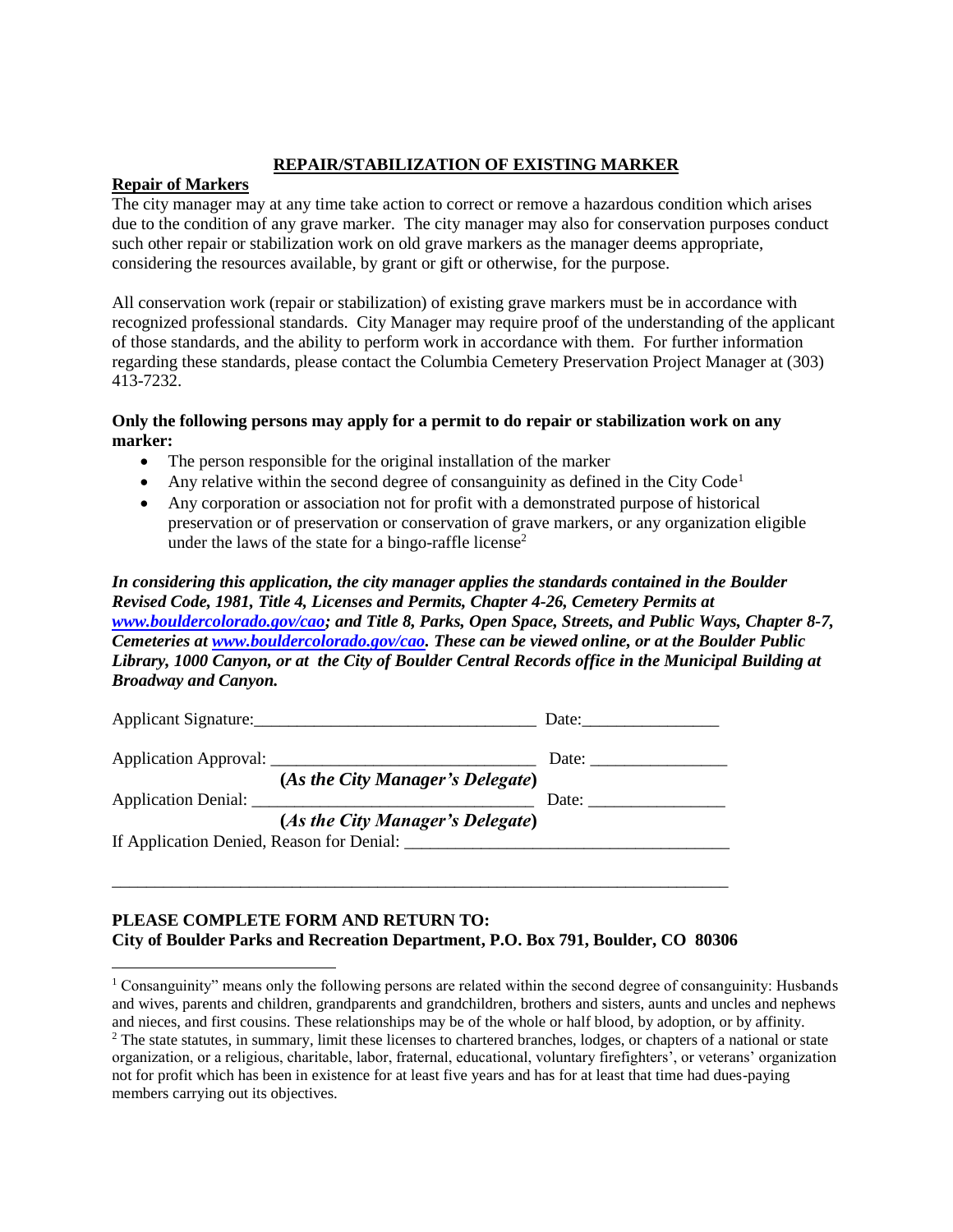# REPAIR/STABILIZATION OF EXISTING MARKER

**Repair of Markers**

The city manager may at any time take action to correct or remove a hazardous condition which arises due to the condition of any grave marker. The city manager may also for conservation purposes conduct such other repair or stabilization work on old grave markers as the manager deems appropriate, considering the resources available, by grant or gift or otherwise, for the purpose.

All conservation work (repair or stabilization) of existing grave markers must be in accordance with recognized professional standards. City Manager may require proof of the understanding of the applicant of those standards, and the ability to perform work in accordance with them. For further information regarding these standards, please contact the Columbia Cemetery Preservation Project Manager at (303) 413-7232.

**Only the following persons may apply for a permit to do repair or stabilization work on any marker:**

- The person responsible for the original installation of the marker
- Any relative within the second degree of consanguinity as defined in the City Code[1]
- Any corporation or association not for profit with a demonstrated purpose of historical preservation or of preservation or conservation of grave markers, or any organization eligible under the laws of the state for a bingo-raffle license[2]

***In considering this application, the city manager applies the standards contained in the Boulder Revised Code, 1981, Title 4, Licenses and Permits, Chapter 4-26, Cemetery Permits at www.bouldercolorado.gov/cao; and Title 8, Parks, Open Space, Streets, and Public Ways, Chapter 8-7, Cemeteries at www.bouldercolorado.gov/cao. These can be viewed online, or at the Boulder Public Library, 1000 Canyon, or at the City of Boulder Central Records office in the Municipal Building at Broadway and Canyon.***

Applicant Signature:_________________________________ Date:________________

Application Approval: ______________________________ Date: ________________
**(*As the City Manager's Delegate*)**

Application Denial: ________________________________ Date: ________________
**(*As the City Manager's Delegate*)**

If Application Denied, Reason for Denial: ____________________________________

___________________________________________________________________________

**PLEASE COMPLETE FORM AND RETURN TO:**
**City of Boulder Parks and Recreation Department, P.O. Box 791, Boulder, CO 80306**

---

[1] Consanguinity" means only the following persons are related within the second degree of consanguinity: Husbands and wives, parents and children, grandparents and grandchildren, brothers and sisters, aunts and uncles and nephews and nieces, and first cousins. These relationships may be of the whole or half blood, by adoption, or by affinity.

[2] The state statutes, in summary, limit these licenses to chartered branches, lodges, or chapters of a national or state organization, or a religious, charitable, labor, fraternal, educational, voluntary firefighters', or veterans' organization not for profit which has been in existence for at least five years and has for at least that time had dues-paying members carrying out its objectives.